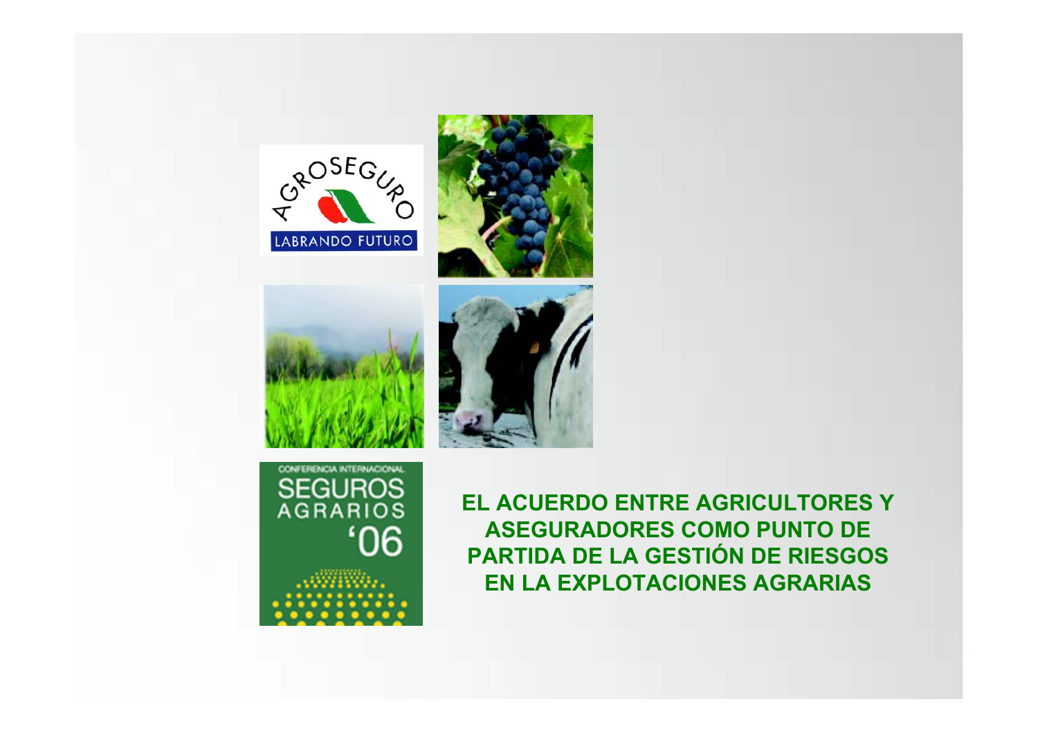AGROSEGURO

LABRANDO FUTURO

CONFERENCIA INTERNACIONAL SEGUROS AGRARIOS '06

# EL ACUERDO ENTRE AGRICULTORES Y ASEGURADORES COMO PUNTO DE PARTIDA DE LA GESTIÓN DE RIESGOS EN LA EXPLOTACIONES AGRARIAS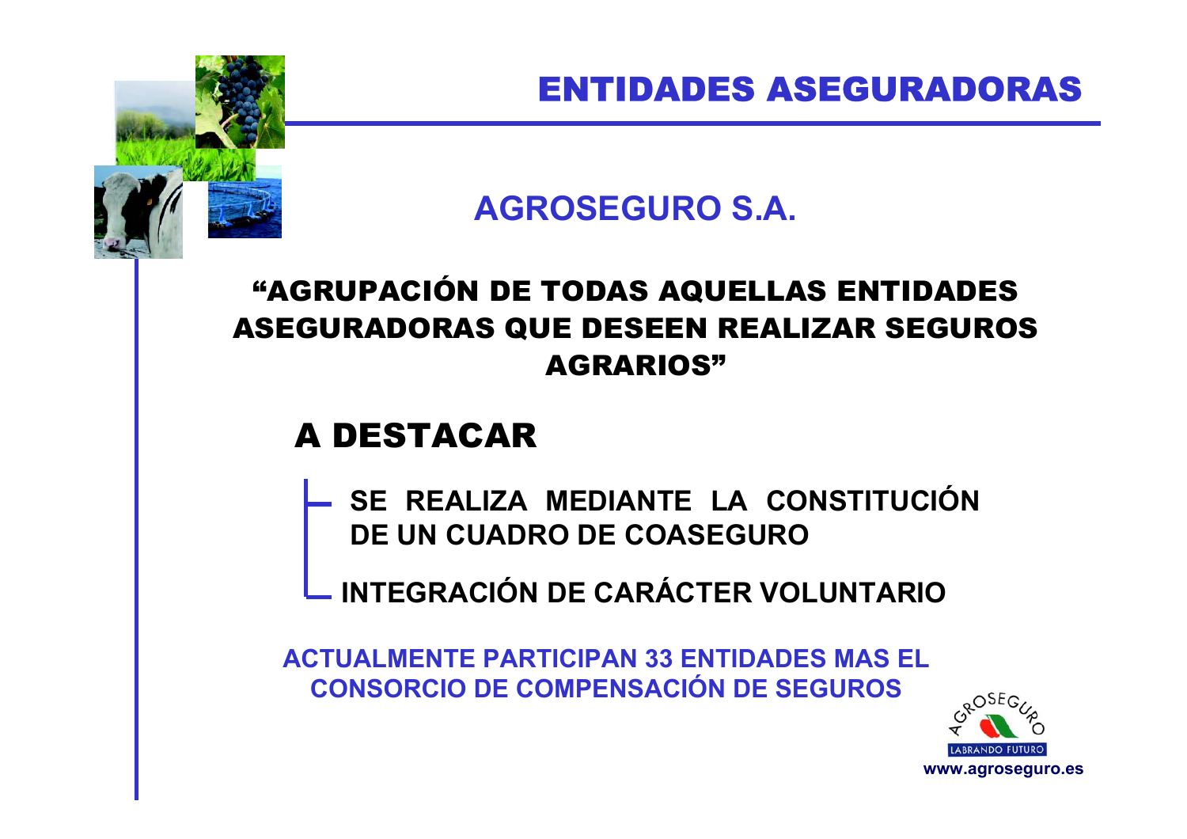# ENTIDADES ASEGURADORAS

## AGROSEGURO S.A.

**"AGRUPACIÓN DE TODAS AQUELLAS ENTIDADES ASEGURADORAS QUE DESEEN REALIZAR SEGUROS AGRARIOS"**

### A DESTACAR

- SE REALIZA MEDIANTE LA CONSTITUCIÓN DE UN CUADRO DE COASEGURO
- INTEGRACIÓN DE CARÁCTER VOLUNTARIO

**ACTUALMENTE PARTICIPAN 33 ENTIDADES MAS EL CONSORCIO DE COMPENSACIÓN DE SEGUROS**

AGROSEGURO
LABRANDO FUTURO
www.agroseguro.es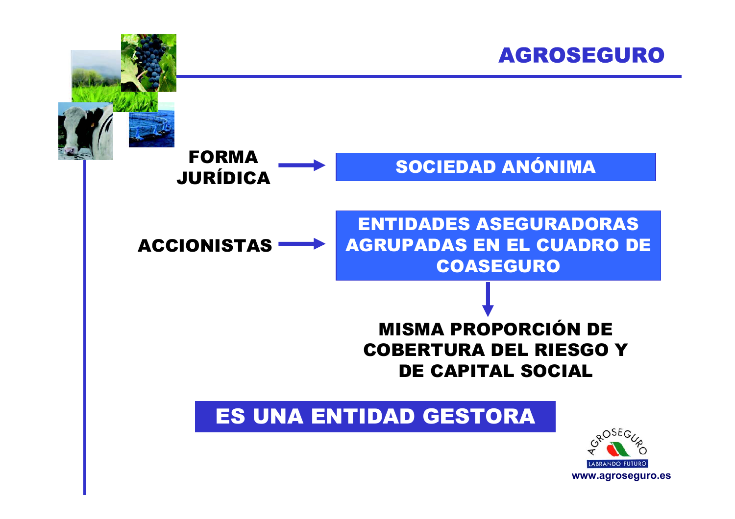# AGROSEGURO

**FORMA JURÍDICA** → **SOCIEDAD ANÓNIMA**

**ACCIONISTAS** → **ENTIDADES ASEGURADORAS AGRUPADAS EN EL CUADRO DE COASEGURO**

↓

**MISMA PROPORCIÓN DE COBERTURA DEL RIESGO Y DE CAPITAL SOCIAL**

## ES UNA ENTIDAD GESTORA

AGROSEGURO
LABRANDO FUTURO
www.agroseguro.es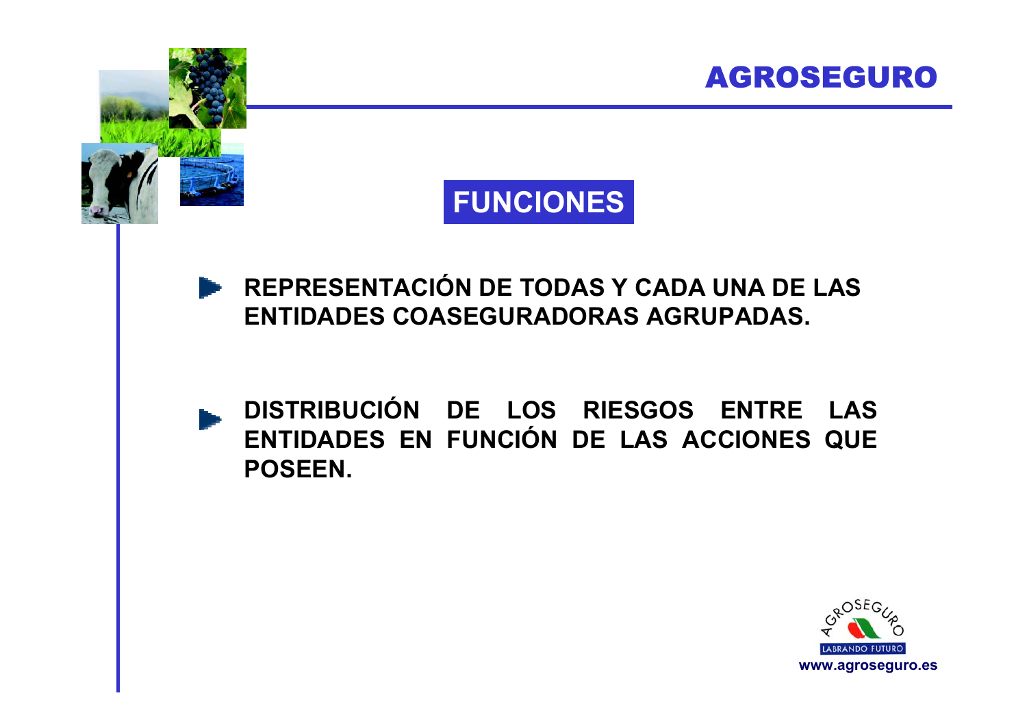# FUNCIONES

- **REPRESENTACIÓN DE TODAS Y CADA UNA DE LAS ENTIDADES COASEGURADORAS AGRUPADAS.**

- **DISTRIBUCIÓN DE LOS RIESGOS ENTRE LAS ENTIDADES EN FUNCIÓN DE LAS ACCIONES QUE POSEEN.**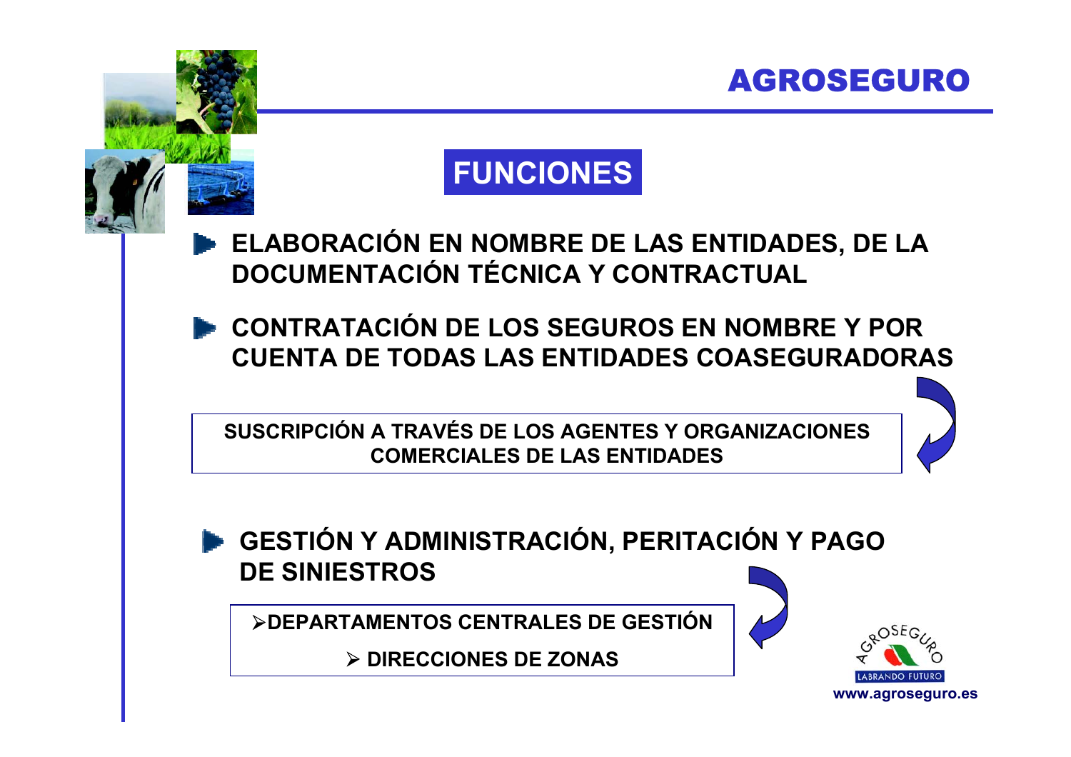# FUNCIONES

- **ELABORACIÓN EN NOMBRE DE LAS ENTIDADES, DE LA DOCUMENTACIÓN TÉCNICA Y CONTRACTUAL**

- **CONTRATACIÓN DE LOS SEGUROS EN NOMBRE Y POR CUENTA DE TODAS LAS ENTIDADES COASEGURADORAS**

  **SUSCRIPCIÓN A TRAVÉS DE LOS AGENTES Y ORGANIZACIONES COMERCIALES DE LAS ENTIDADES**

- **GESTIÓN Y ADMINISTRACIÓN, PERITACIÓN Y PAGO DE SINIESTROS**

  - **DEPARTAMENTOS CENTRALES DE GESTIÓN**
  - **DIRECCIONES DE ZONAS**

www.agroseguro.es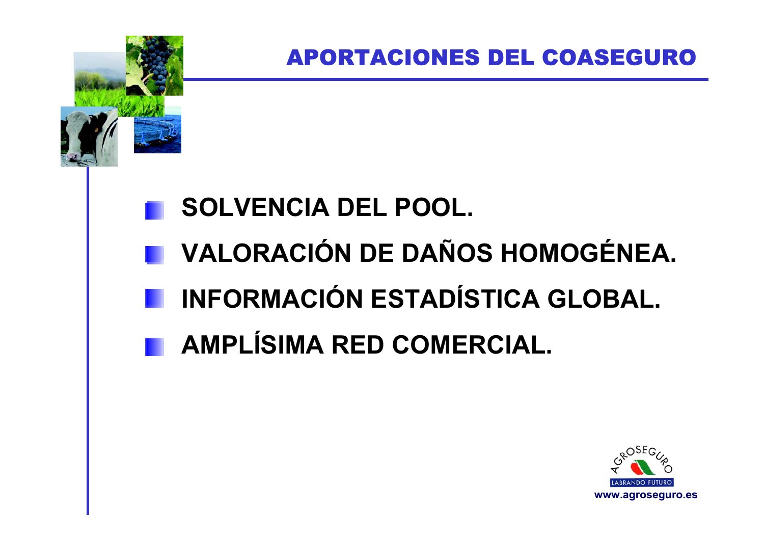# APORTACIONES DEL COASEGURO

- **SOLVENCIA DEL POOL.**
- **VALORACIÓN DE DAÑOS HOMOGÉNEA.**
- **INFORMACIÓN ESTADÍSTICA GLOBAL.**
- **AMPLÍSIMA RED COMERCIAL.**

AGROSEGURO
LABRANDO FUTURO
www.agroseguro.es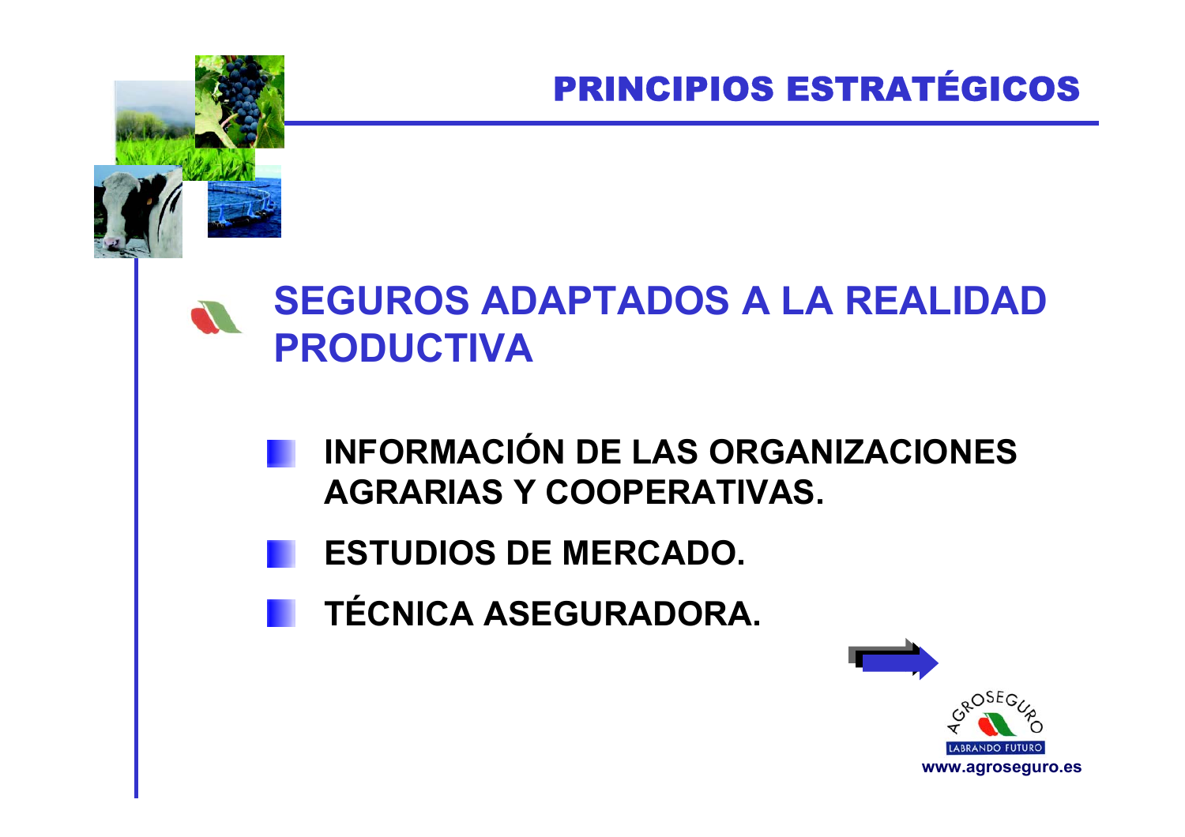# PRINCIPIOS ESTRATÉGICOS

## SEGUROS ADAPTADOS A LA REALIDAD PRODUCTIVA

- **INFORMACIÓN DE LAS ORGANIZACIONES AGRARIAS Y COOPERATIVAS.**
- **ESTUDIOS DE MERCADO.**
- **TÉCNICA ASEGURADORA.**

AGROSEGURO
LABRANDO FUTURO
www.agroseguro.es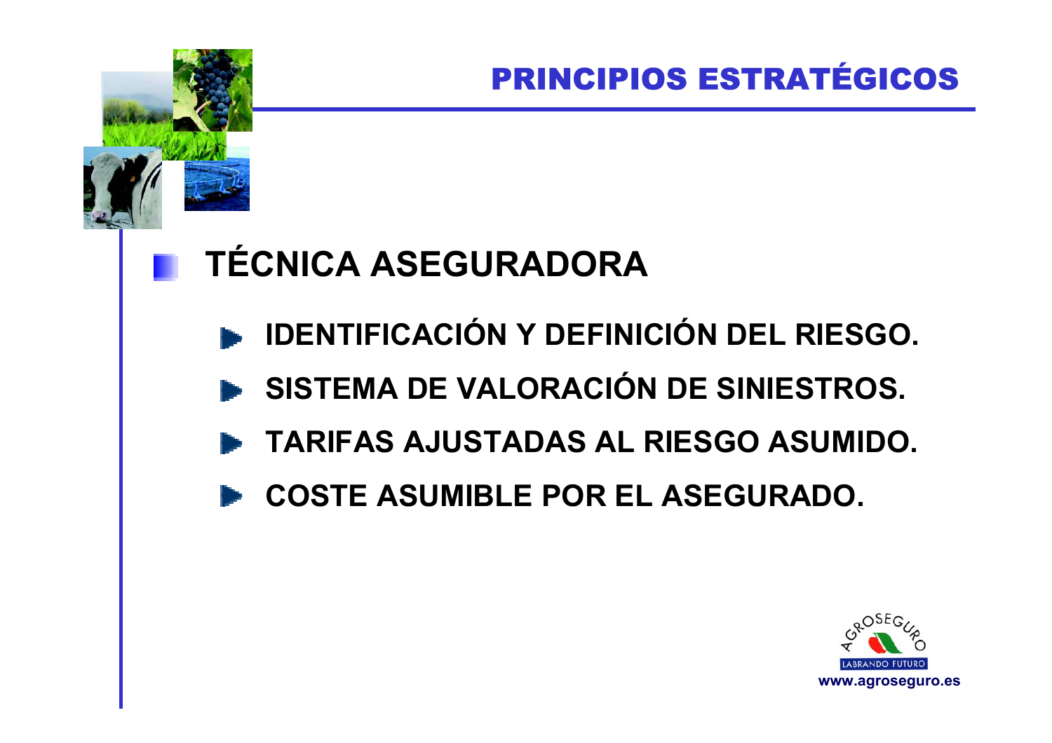# PRINCIPIOS ESTRATÉGICOS

## TÉCNICA ASEGURADORA

- IDENTIFICACIÓN Y DEFINICIÓN DEL RIESGO.
- SISTEMA DE VALORACIÓN DE SINIESTROS.
- TARIFAS AJUSTADAS AL RIESGO ASUMIDO.
- COSTE ASUMIBLE POR EL ASEGURADO.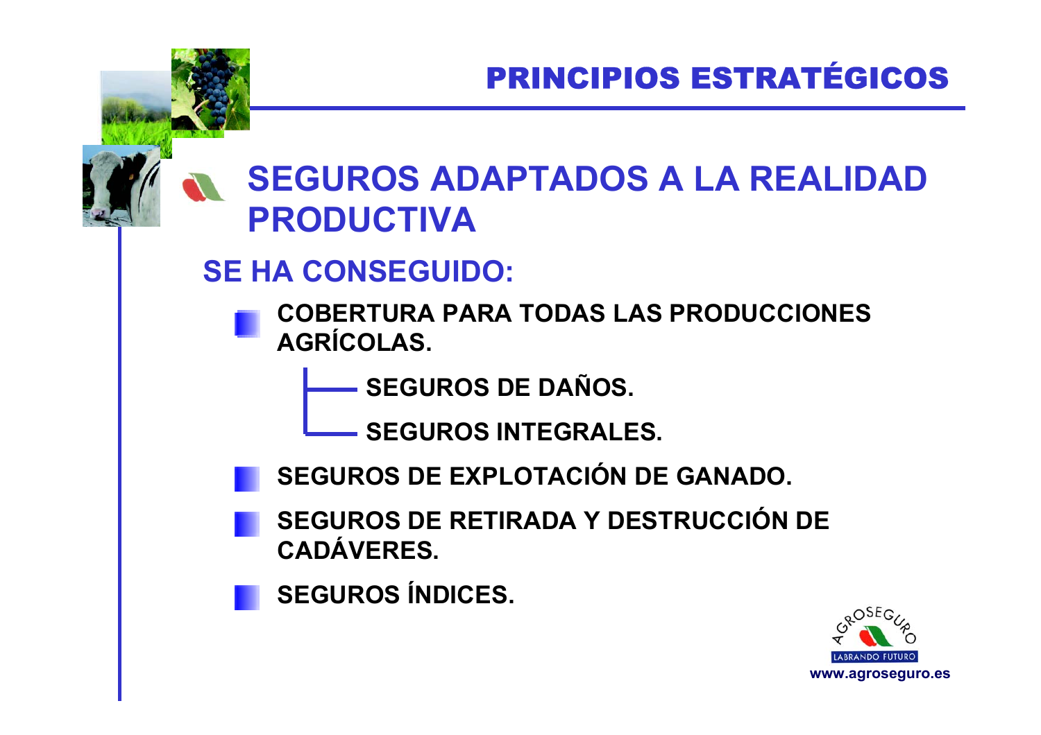# PRINCIPIOS ESTRATÉGICOS

## SEGUROS ADAPTADOS A LA REALIDAD PRODUCTIVA

### SE HA CONSEGUIDO:

- **COBERTURA PARA TODAS LAS PRODUCCIONES AGRÍCOLAS.**
  - **SEGUROS DE DAÑOS.**
  - **SEGUROS INTEGRALES.**
- **SEGUROS DE EXPLOTACIÓN DE GANADO.**
- **SEGUROS DE RETIRADA Y DESTRUCCIÓN DE CADÁVERES.**
- **SEGUROS ÍNDICES.**

AGROSEGURO LABRANDO FUTURO
www.agroseguro.es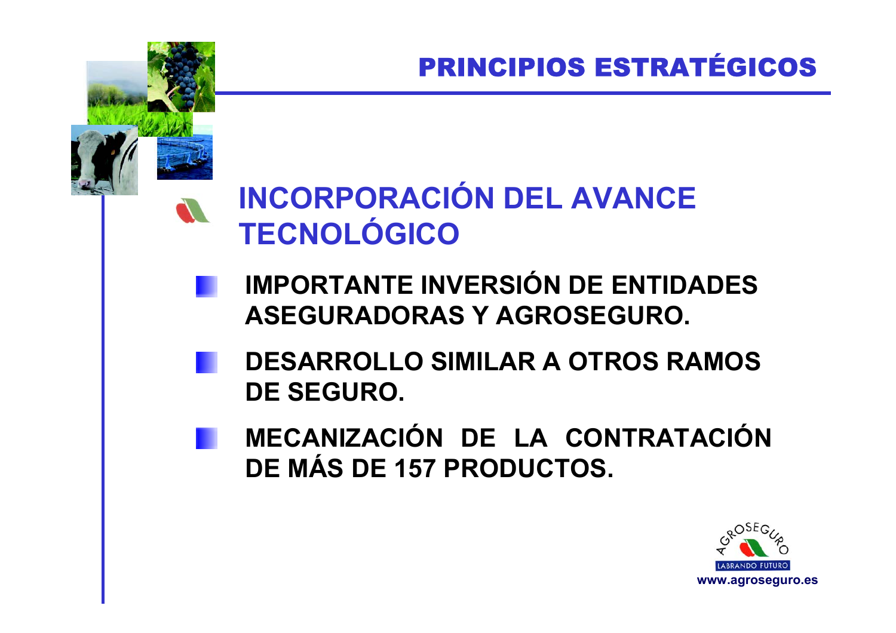# PRINCIPIOS ESTRATÉGICOS

## INCORPORACIÓN DEL AVANCE TECNOLÓGICO

- **IMPORTANTE INVERSIÓN DE ENTIDADES ASEGURADORAS Y AGROSEGURO.**
- **DESARROLLO SIMILAR A OTROS RAMOS DE SEGURO.**
- **MECANIZACIÓN DE LA CONTRATACIÓN DE MÁS DE 157 PRODUCTOS.**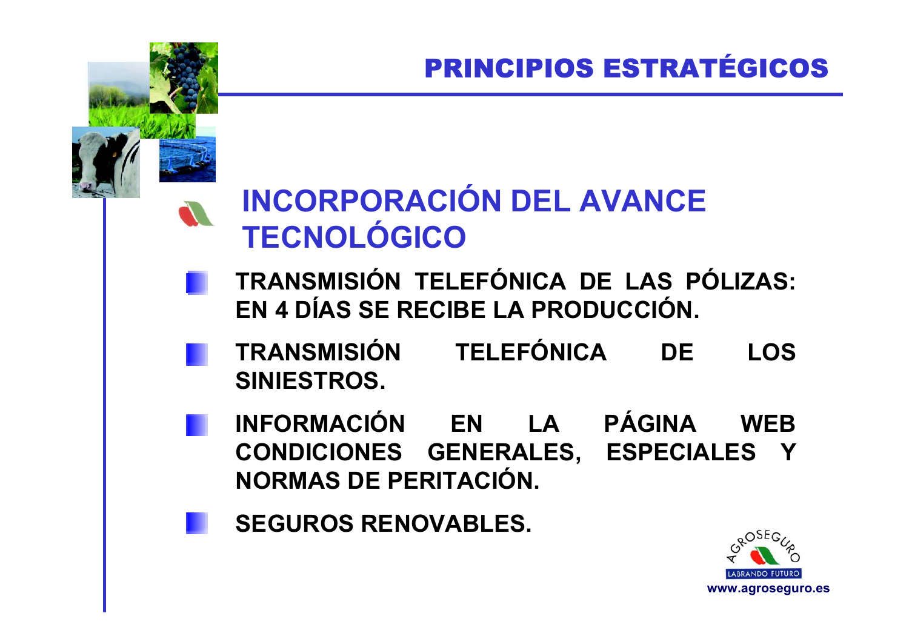# PRINCIPIOS ESTRATÉGICOS

## INCORPORACIÓN DEL AVANCE TECNOLÓGICO

- TRANSMISIÓN TELEFÓNICA DE LAS PÓLIZAS: EN 4 DÍAS SE RECIBE LA PRODUCCIÓN.
- TRANSMISIÓN TELEFÓNICA DE LOS SINIESTROS.
- INFORMACIÓN EN LA PÁGINA WEB CONDICIONES GENERALES, ESPECIALES Y NORMAS DE PERITACIÓN.
- SEGUROS RENOVABLES.

AGROSEGURO
LABRANDO FUTURO
www.agroseguro.es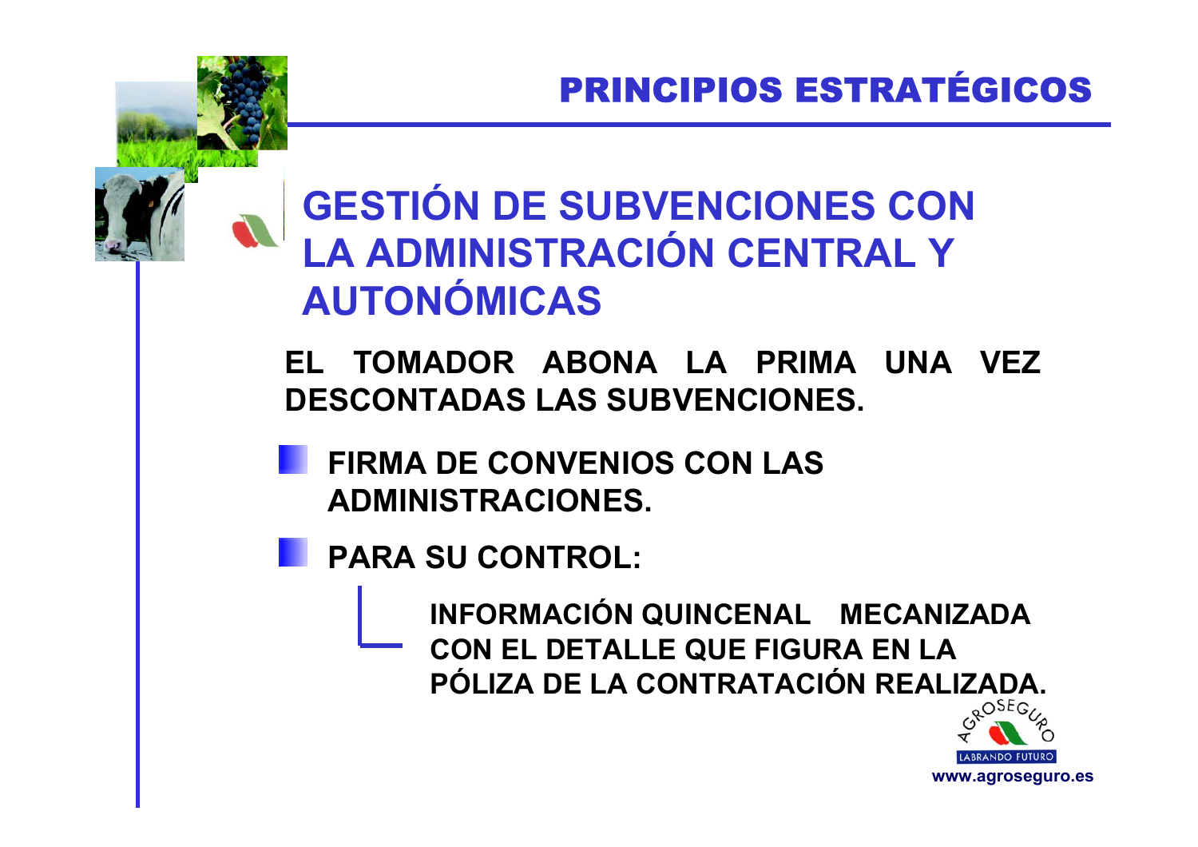# PRINCIPIOS ESTRATÉGICOS

## GESTIÓN DE SUBVENCIONES CON LA ADMINISTRACIÓN CENTRAL Y AUTONÓMICAS

**EL TOMADOR ABONA LA PRIMA UNA VEZ DESCONTADAS LAS SUBVENCIONES.**

- **FIRMA DE CONVENIOS CON LAS ADMINISTRACIONES.**
- **PARA SU CONTROL:**
  - **INFORMACIÓN QUINCENAL MECANIZADA CON EL DETALLE QUE FIGURA EN LA PÓLIZA DE LA CONTRATACIÓN REALIZADA.**

AGROSEGURO
LABRANDO FUTURO
www.agroseguro.es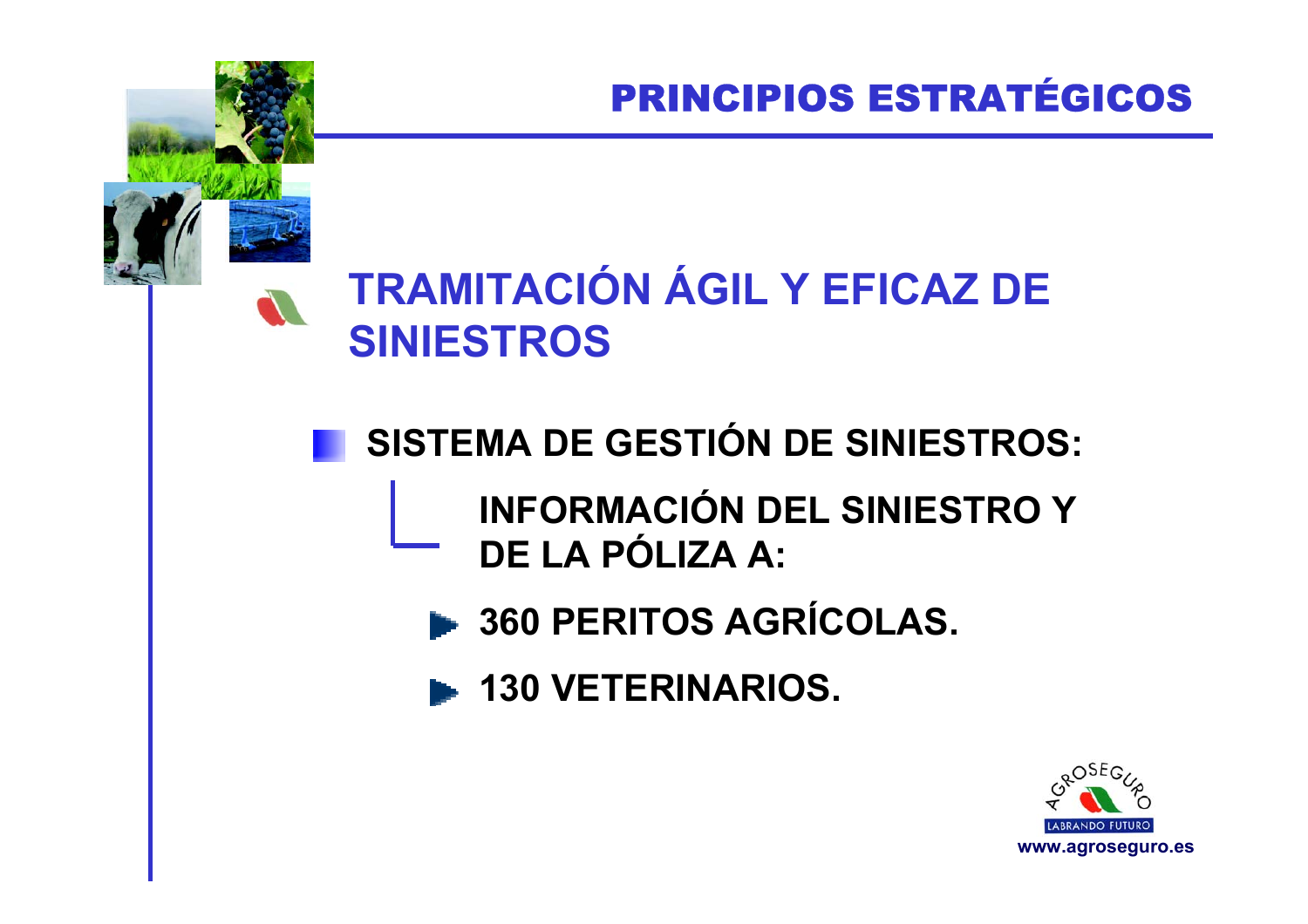# PRINCIPIOS ESTRATÉGICOS

## TRAMITACIÓN ÁGIL Y EFICAZ DE SINIESTROS

- **SISTEMA DE GESTIÓN DE SINIESTROS:**
  - **INFORMACIÓN DEL SINIESTRO Y DE LA PÓLIZA A:**
    - **360 PERITOS AGRÍCOLAS.**
    - **130 VETERINARIOS.**

AGROSEGURO
LABRANDO FUTURO
www.agroseguro.es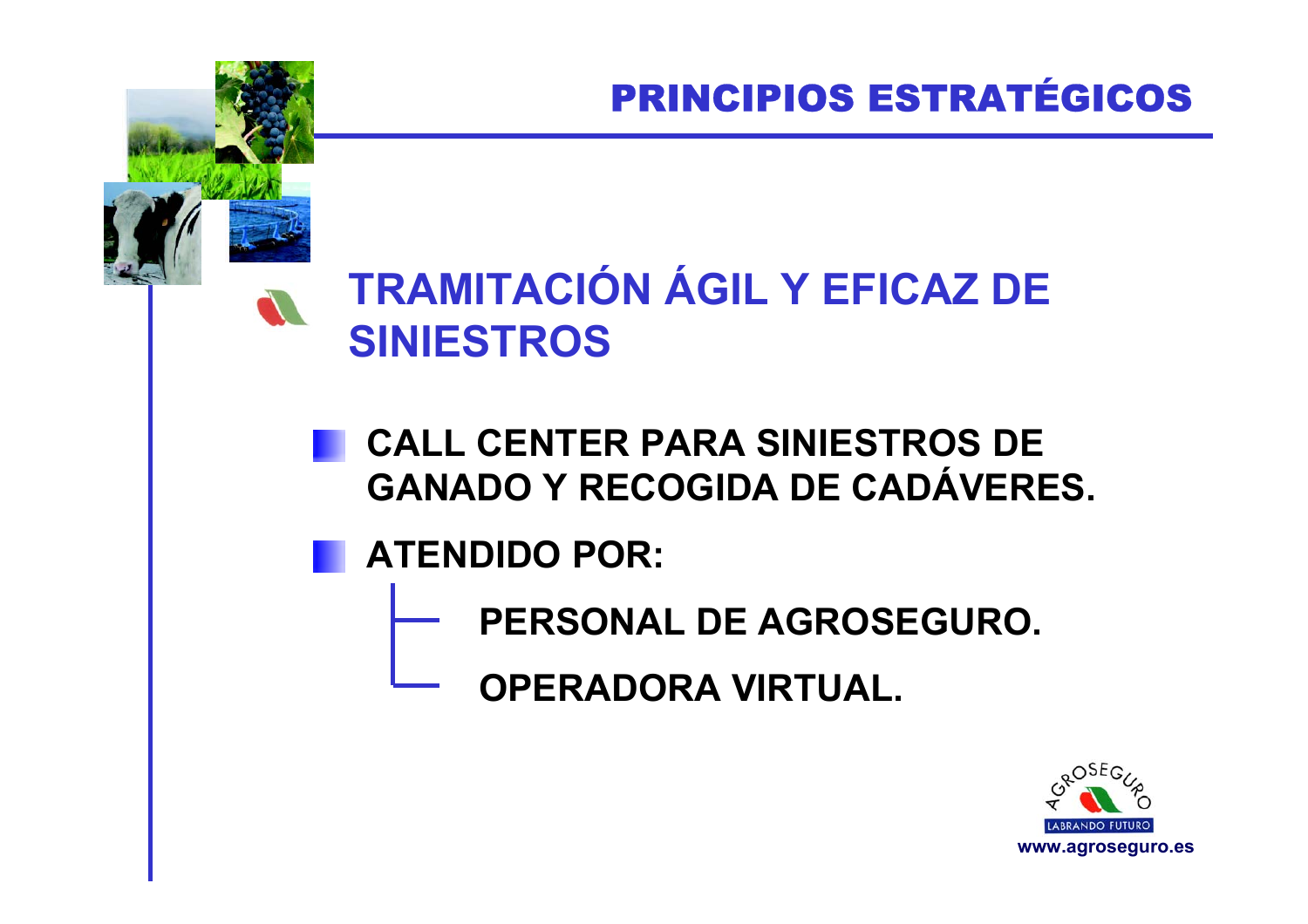# PRINCIPIOS ESTRATÉGICOS

## TRAMITACIÓN ÁGIL Y EFICAZ DE SINIESTROS

- **CALL CENTER PARA SINIESTROS DE GANADO Y RECOGIDA DE CADÁVERES.**
- **ATENDIDO POR:**
  - **PERSONAL DE AGROSEGURO.**
  - **OPERADORA VIRTUAL.**

AGROSEGURO LABRANDO FUTURO
www.agroseguro.es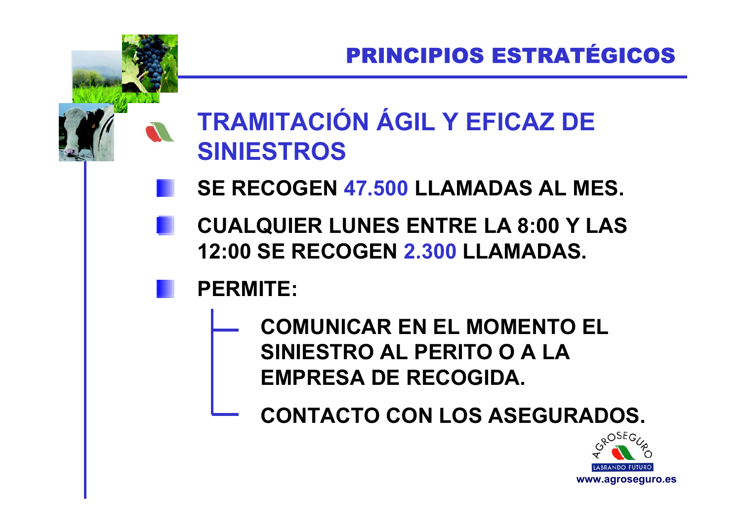# PRINCIPIOS ESTRATÉGICOS

## TRAMITACIÓN ÁGIL Y EFICAZ DE SINIESTROS

- **SE RECOGEN 47.500 LLAMADAS AL MES.**
- **CUALQUIER LUNES ENTRE LA 8:00 Y LAS 12:00 SE RECOGEN 2.300 LLAMADAS.**
- **PERMITE:**
  - **COMUNICAR EN EL MOMENTO EL SINIESTRO AL PERITO O A LA EMPRESA DE RECOGIDA.**
  - **CONTACTO CON LOS ASEGURADOS.**

AGROSEGURO LABRANDO FUTURO

www.agroseguro.es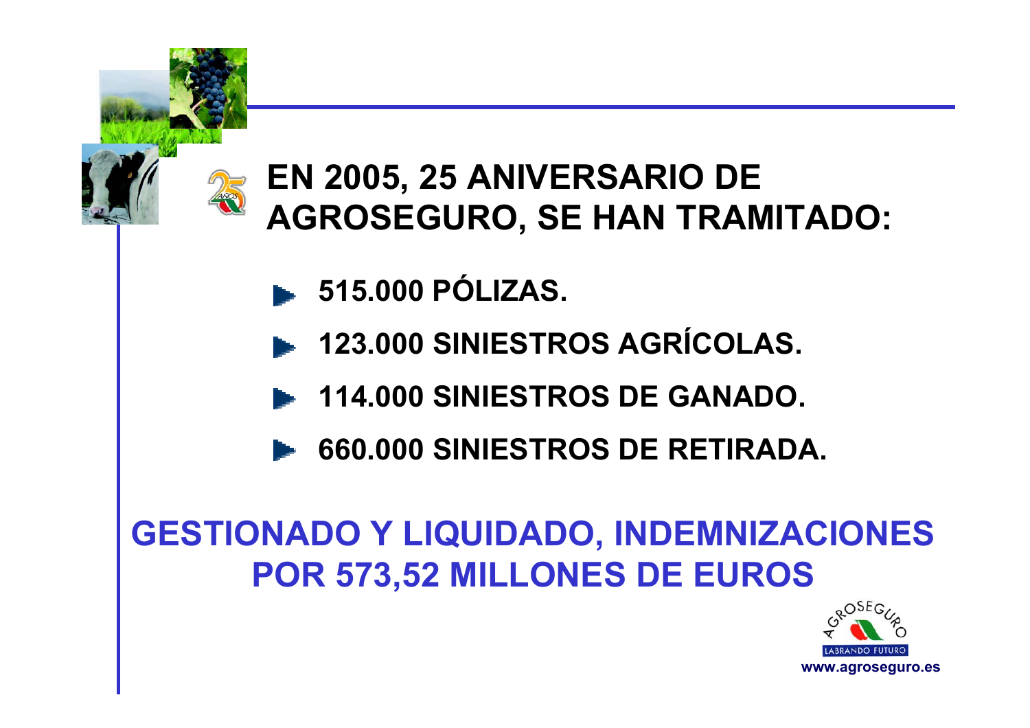## EN 2005, 25 ANIVERSARIO DE AGROSEGURO, SE HAN TRAMITADO:

- **515.000 PÓLIZAS.**
- **123.000 SINIESTROS AGRÍCOLAS.**
- **114.000 SINIESTROS DE GANADO.**
- **660.000 SINIESTROS DE RETIRADA.**

**GESTIONADO Y LIQUIDADO, INDEMNIZACIONES POR 573,52 MILLONES DE EUROS**

AGROSEGURO
LABRANDO FUTURO
www.agroseguro.es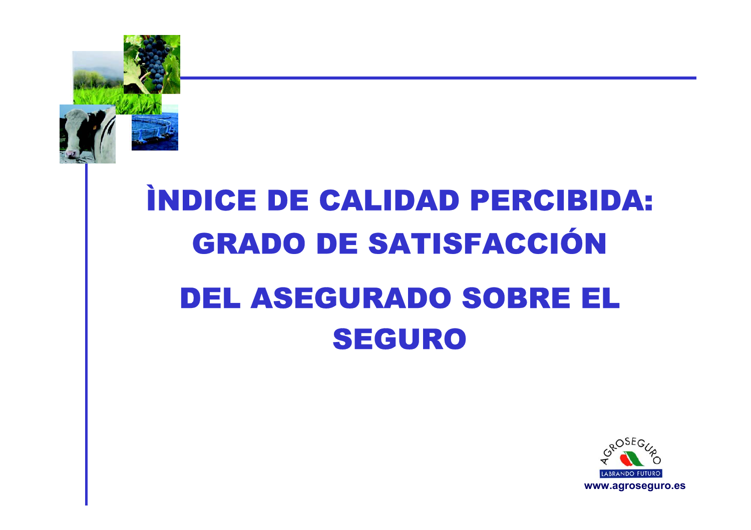# ÌNDICE DE CALIDAD PERCIBIDA: GRADO DE SATISFACCIÓN DEL ASEGURADO SOBRE EL SEGURO

AGROSEGURO
LABRANDO FUTURO
www.agroseguro.es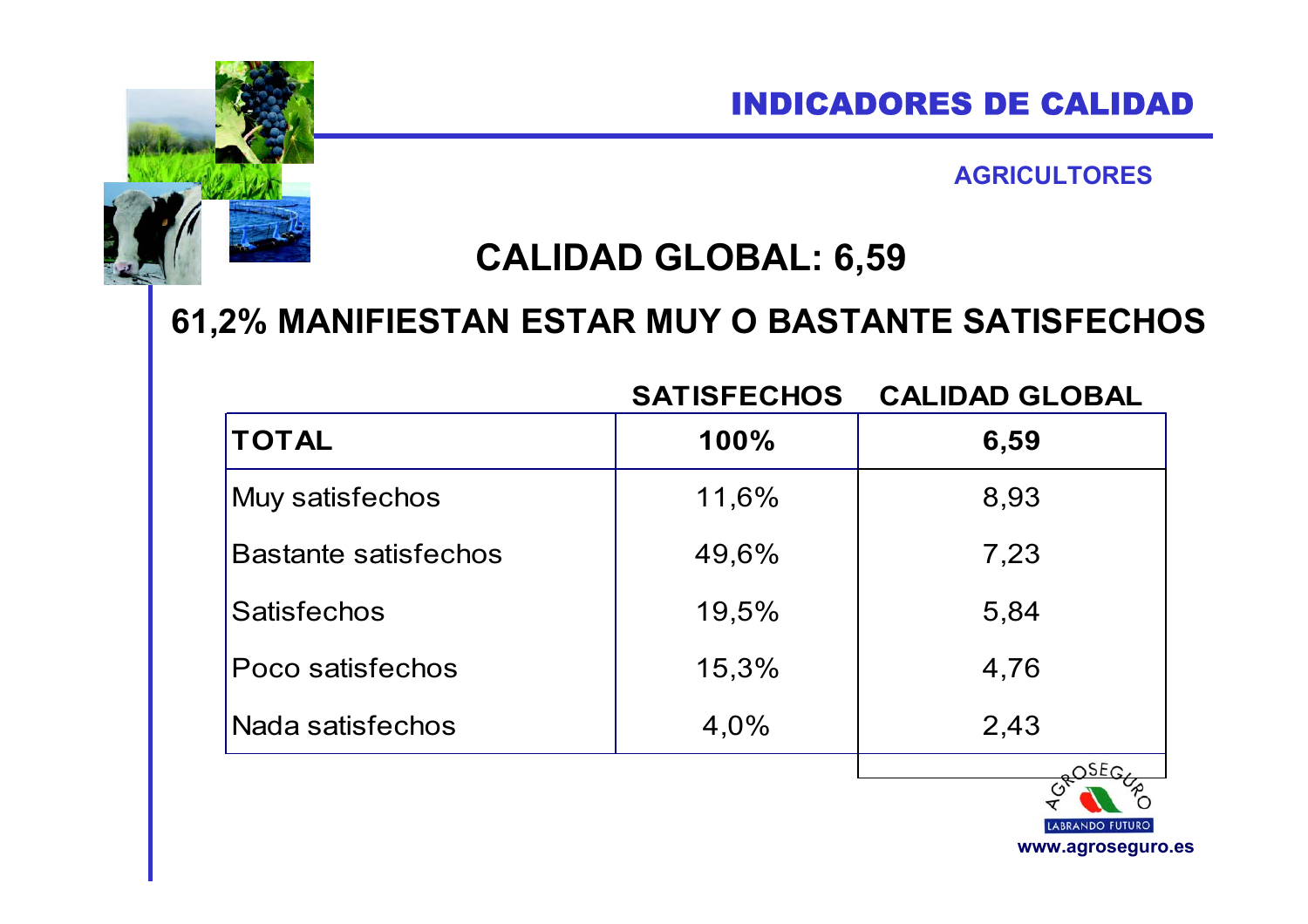# INDICADORES DE CALIDAD

## AGRICULTORES

## CALIDAD GLOBAL: 6,59

## 61,2% MANIFIESTAN ESTAR MUY O BASTANTE SATISFECHOS

| | SATISFECHOS | CALIDAD GLOBAL |
|---|---|---|
| **TOTAL** | **100%** | **6,59** |
| Muy satisfechos | 11,6% | 8,93 |
| Bastante satisfechos | 49,6% | 7,23 |
| Satisfechos | 19,5% | 5,84 |
| Poco satisfechos | 15,3% | 4,76 |
| Nada satisfechos | 4,0% | 2,43 |

AGROSEGURO LABRANDO FUTURO

www.agroseguro.es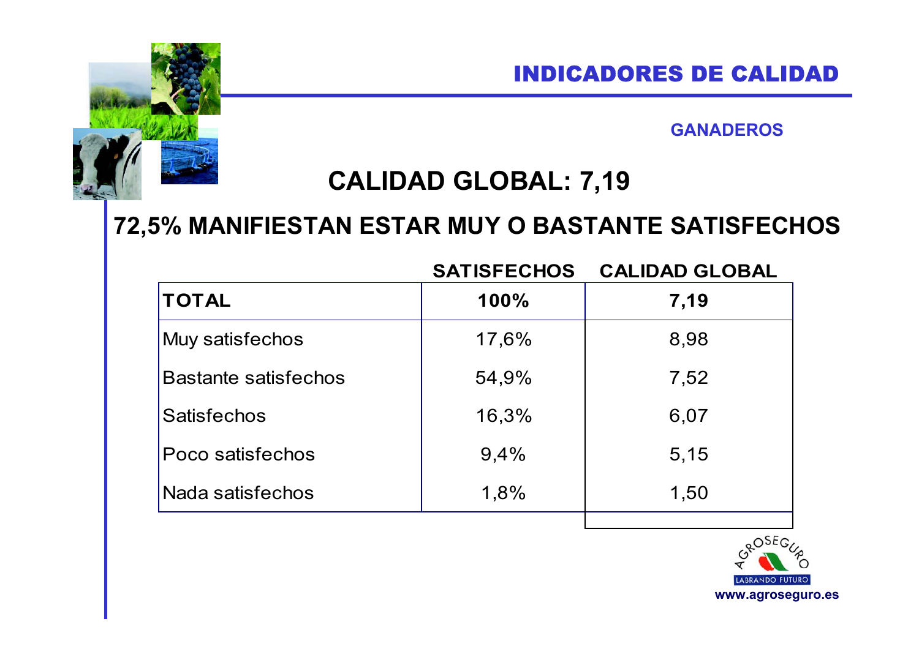## INDICADORES DE CALIDAD

### GANADEROS

## CALIDAD GLOBAL: 7,19

## 72,5% MANIFIESTAN ESTAR MUY O BASTANTE SATISFECHOS

| | SATISFECHOS | CALIDAD GLOBAL |
|---|---|---|
| **TOTAL** | **100%** | **7,19** |
| Muy satisfechos | 17,6% | 8,98 |
| Bastante satisfechos | 54,9% | 7,52 |
| Satisfechos | 16,3% | 6,07 |
| Poco satisfechos | 9,4% | 5,15 |
| Nada satisfechos | 1,8% | 1,50 |

AGROSEGURO LABRANDO FUTURO
www.agroseguro.es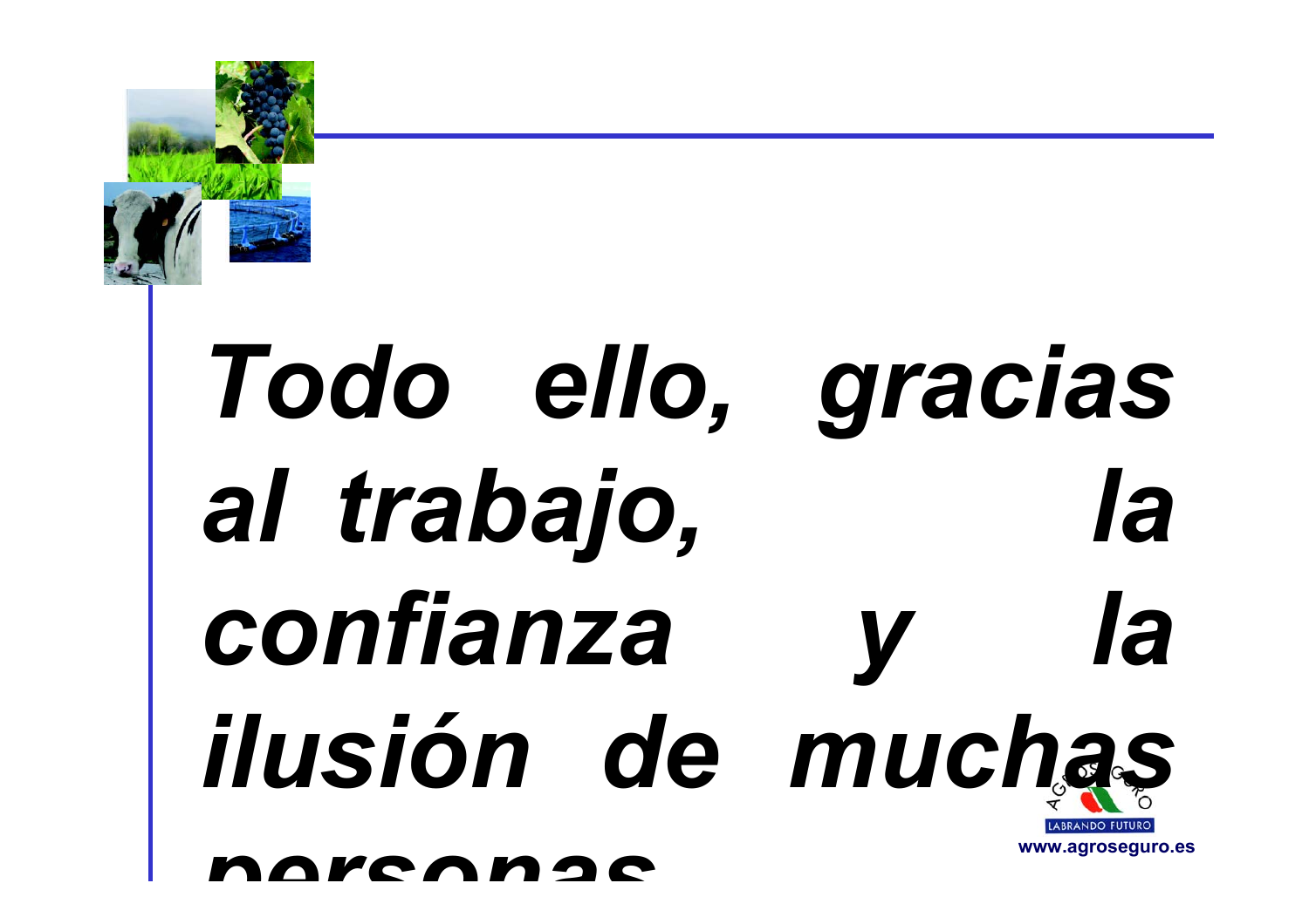***Todo ello, gracias al trabajo, la confianza y la ilusión de muchas personas***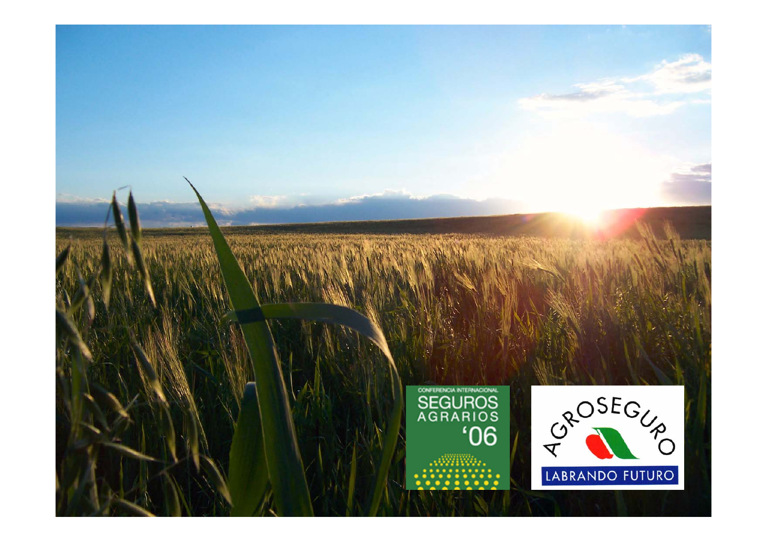CONFERENCIA INTERNACIONAL

SEGUROS AGRARIOS '06

AGROSEGURO

LABRANDO FUTURO